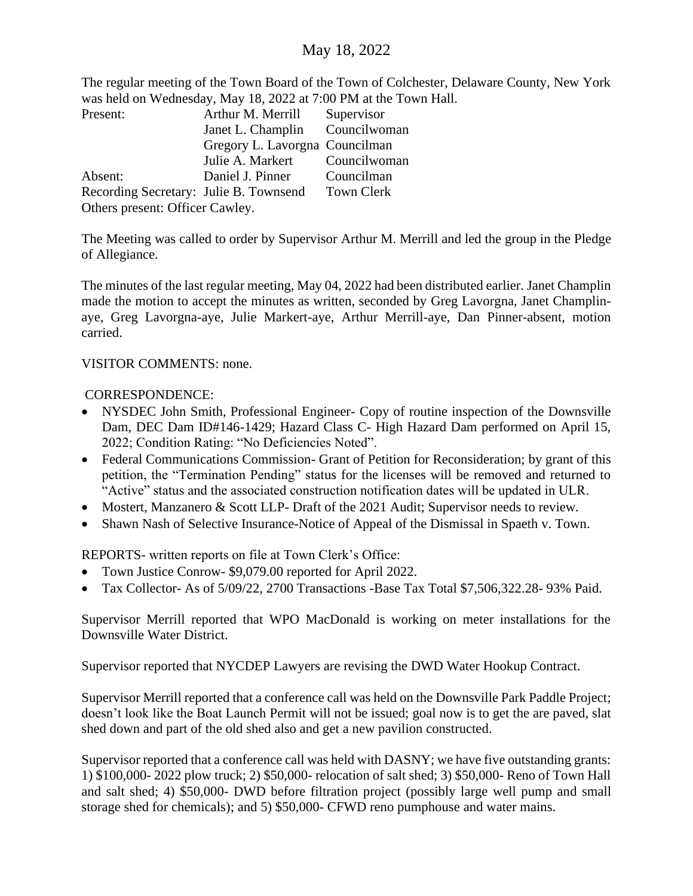# May 18, 2022

The regular meeting of the Town Board of the Town of Colchester, Delaware County, New York was held on Wednesday, May 18, 2022 at 7:00 PM at the Town Hall.

| | | |
|---|---|---|
| Present: | Arthur M. Merrill | Supervisor |
| | Janet L. Champlin | Councilwoman |
| | Gregory L. Lavorgna | Councilman |
| | Julie A. Markert | Councilwoman |
| Absent: | Daniel J. Pinner | Councilman |
| Recording Secretary: | Julie B. Townsend | Town Clerk |

Others present: Officer Cawley.

The Meeting was called to order by Supervisor Arthur M. Merrill and led the group in the Pledge of Allegiance.

The minutes of the last regular meeting, May 04, 2022 had been distributed earlier. Janet Champlin made the motion to accept the minutes as written, seconded by Greg Lavorgna, Janet Champlin-aye, Greg Lavorgna-aye, Julie Markert-aye, Arthur Merrill-aye, Dan Pinner-absent, motion carried.

VISITOR COMMENTS: none.

CORRESPONDENCE:

- NYSDEC John Smith, Professional Engineer- Copy of routine inspection of the Downsville Dam, DEC Dam ID#146-1429; Hazard Class C- High Hazard Dam performed on April 15, 2022; Condition Rating: "No Deficiencies Noted".
- Federal Communications Commission- Grant of Petition for Reconsideration; by grant of this petition, the "Termination Pending" status for the licenses will be removed and returned to "Active" status and the associated construction notification dates will be updated in ULR.
- Mostert, Manzanero & Scott LLP- Draft of the 2021 Audit; Supervisor needs to review.
- Shawn Nash of Selective Insurance-Notice of Appeal of the Dismissal in Spaeth v. Town.

REPORTS- written reports on file at Town Clerk's Office:

- Town Justice Conrow- $9,079.00 reported for April 2022.
- Tax Collector- As of 5/09/22, 2700 Transactions -Base Tax Total $7,506,322.28- 93% Paid.

Supervisor Merrill reported that WPO MacDonald is working on meter installations for the Downsville Water District.

Supervisor reported that NYCDEP Lawyers are revising the DWD Water Hookup Contract.

Supervisor Merrill reported that a conference call was held on the Downsville Park Paddle Project; doesn't look like the Boat Launch Permit will not be issued; goal now is to get the are paved, slat shed down and part of the old shed also and get a new pavilion constructed.

Supervisor reported that a conference call was held with DASNY; we have five outstanding grants: 1) $100,000- 2022 plow truck; 2) $50,000- relocation of salt shed; 3) $50,000- Reno of Town Hall and salt shed; 4) $50,000- DWD before filtration project (possibly large well pump and small storage shed for chemicals); and 5) $50,000- CFWD reno pumphouse and water mains.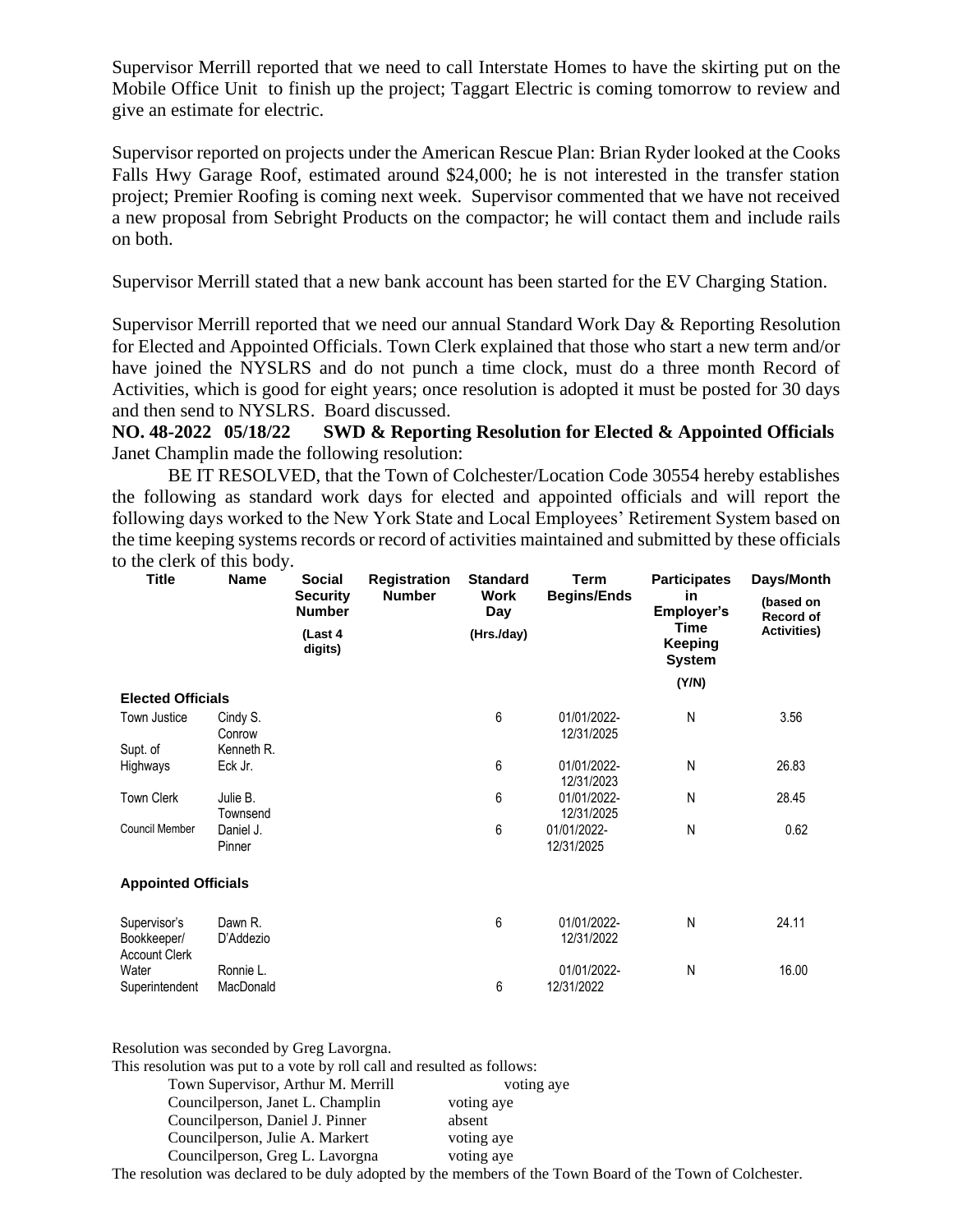Supervisor Merrill reported that we need to call Interstate Homes to have the skirting put on the Mobile Office Unit to finish up the project; Taggart Electric is coming tomorrow to review and give an estimate for electric.

Supervisor reported on projects under the American Rescue Plan: Brian Ryder looked at the Cooks Falls Hwy Garage Roof, estimated around $24,000; he is not interested in the transfer station project; Premier Roofing is coming next week. Supervisor commented that we have not received a new proposal from Sebright Products on the compactor; he will contact them and include rails on both.

Supervisor Merrill stated that a new bank account has been started for the EV Charging Station.

Supervisor Merrill reported that we need our annual Standard Work Day & Reporting Resolution for Elected and Appointed Officials. Town Clerk explained that those who start a new term and/or have joined the NYSLRS and do not punch a time clock, must do a three month Record of Activities, which is good for eight years; once resolution is adopted it must be posted for 30 days and then send to NYSLRS. Board discussed.

**NO. 48-2022 05/18/22 SWD & Reporting Resolution for Elected & Appointed Officials**

Janet Champlin made the following resolution:

BE IT RESOLVED, that the Town of Colchester/Location Code 30554 hereby establishes the following as standard work days for elected and appointed officials and will report the following days worked to the New York State and Local Employees' Retirement System based on the time keeping systems records or record of activities maintained and submitted by these officials to the clerk of this body.

| Title | Name | Social Security Number (Last 4 digits) | Registration Number | Standard Work Day (Hrs./day) | Term Begins/Ends | Participates in Employer's Time Keeping System (Y/N) | Days/Month (based on Record of Activities) |
|---|---|---|---|---|---|---|---|
| **Elected Officials** | | | | | | | |
| Town Justice | Cindy S. Conrow | | | 6 | 01/01/2022-12/31/2025 | N | 3.56 |
| Supt. of Highways | Kenneth R. Eck Jr. | | | 6 | 01/01/2022-12/31/2023 | N | 26.83 |
| Town Clerk | Julie B. Townsend | | | 6 | 01/01/2022-12/31/2025 | N | 28.45 |
| Council Member | Daniel J. Pinner | | | 6 | 01/01/2022-12/31/2025 | N | 0.62 |
| **Appointed Officials** | | | | | | | |
| Supervisor's Bookkeeper/ Account Clerk | Dawn R. D'Addezio | | | 6 | 01/01/2022-12/31/2022 | N | 24.11 |
| Water Superintendent | Ronnie L. MacDonald | | | 6 | 01/01/2022-12/31/2022 | N | 16.00 |

Resolution was seconded by Greg Lavorgna.

This resolution was put to a vote by roll call and resulted as follows:

Town Supervisor, Arthur M. Merrill voting aye
Councilperson, Janet L. Champlin voting aye
Councilperson, Daniel J. Pinner absent
Councilperson, Julie A. Markert voting aye
Councilperson, Greg L. Lavorgna voting aye

The resolution was declared to be duly adopted by the members of the Town Board of the Town of Colchester.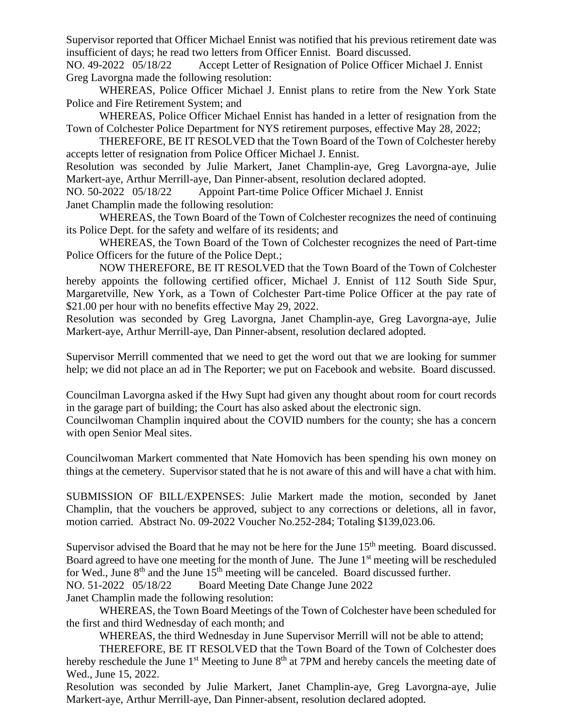Supervisor reported that Officer Michael Ennist was notified that his previous retirement date was insufficient of days; he read two letters from Officer Ennist. Board discussed.

NO. 49-2022 05/18/22 Accept Letter of Resignation of Police Officer Michael J. Ennist

Greg Lavorgna made the following resolution:

WHEREAS, Police Officer Michael J. Ennist plans to retire from the New York State Police and Fire Retirement System; and

WHEREAS, Police Officer Michael Ennist has handed in a letter of resignation from the Town of Colchester Police Department for NYS retirement purposes, effective May 28, 2022;

THEREFORE, BE IT RESOLVED that the Town Board of the Town of Colchester hereby accepts letter of resignation from Police Officer Michael J. Ennist.

Resolution was seconded by Julie Markert, Janet Champlin-aye, Greg Lavorgna-aye, Julie Markert-aye, Arthur Merrill-aye, Dan Pinner-absent, resolution declared adopted.

NO. 50-2022 05/18/22 Appoint Part-time Police Officer Michael J. Ennist

Janet Champlin made the following resolution:

WHEREAS, the Town Board of the Town of Colchester recognizes the need of continuing its Police Dept. for the safety and welfare of its residents; and

WHEREAS, the Town Board of the Town of Colchester recognizes the need of Part-time Police Officers for the future of the Police Dept.;

NOW THEREFORE, BE IT RESOLVED that the Town Board of the Town of Colchester hereby appoints the following certified officer, Michael J. Ennist of 112 South Side Spur, Margaretville, New York, as a Town of Colchester Part-time Police Officer at the pay rate of $21.00 per hour with no benefits effective May 29, 2022.

Resolution was seconded by Greg Lavorgna, Janet Champlin-aye, Greg Lavorgna-aye, Julie Markert-aye, Arthur Merrill-aye, Dan Pinner-absent, resolution declared adopted.

Supervisor Merrill commented that we need to get the word out that we are looking for summer help; we did not place an ad in The Reporter; we put on Facebook and website. Board discussed.

Councilman Lavorgna asked if the Hwy Supt had given any thought about room for court records in the garage part of building; the Court has also asked about the electronic sign.

Councilwoman Champlin inquired about the COVID numbers for the county; she has a concern with open Senior Meal sites.

Councilwoman Markert commented that Nate Homovich has been spending his own money on things at the cemetery. Supervisor stated that he is not aware of this and will have a chat with him.

SUBMISSION OF BILL/EXPENSES: Julie Markert made the motion, seconded by Janet Champlin, that the vouchers be approved, subject to any corrections or deletions, all in favor, motion carried. Abstract No. 09-2022 Voucher No.252-284; Totaling $139,023.06.

Supervisor advised the Board that he may not be here for the June 15th meeting. Board discussed. Board agreed to have one meeting for the month of June. The June 1st meeting will be rescheduled for Wed., June 8th and the June 15th meeting will be canceled. Board discussed further.

NO. 51-2022 05/18/22 Board Meeting Date Change June 2022

Janet Champlin made the following resolution:

WHEREAS, the Town Board Meetings of the Town of Colchester have been scheduled for the first and third Wednesday of each month; and

WHEREAS, the third Wednesday in June Supervisor Merrill will not be able to attend;

THEREFORE, BE IT RESOLVED that the Town Board of the Town of Colchester does hereby reschedule the June 1st Meeting to June 8th at 7PM and hereby cancels the meeting date of Wed., June 15, 2022.

Resolution was seconded by Julie Markert, Janet Champlin-aye, Greg Lavorgna-aye, Julie Markert-aye, Arthur Merrill-aye, Dan Pinner-absent, resolution declared adopted.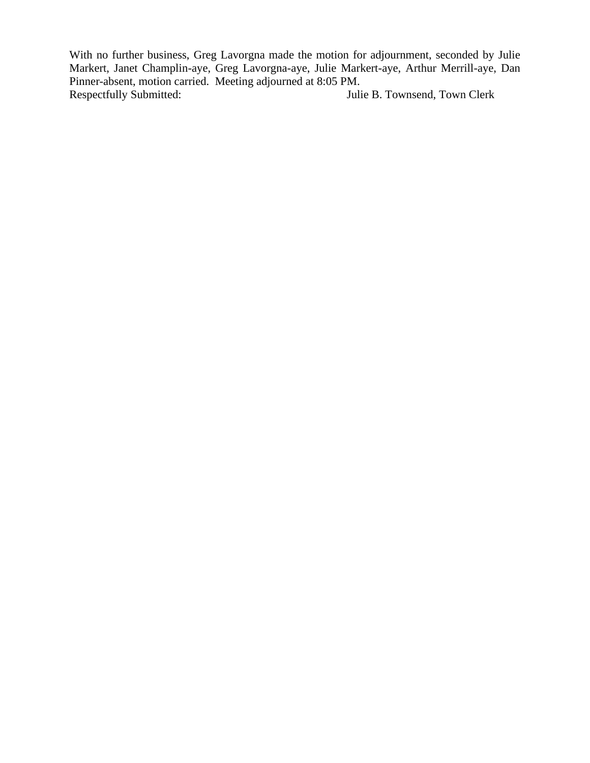With no further business, Greg Lavorgna made the motion for adjournment, seconded by Julie Markert, Janet Champlin-aye, Greg Lavorgna-aye, Julie Markert-aye, Arthur Merrill-aye, Dan Pinner-absent, motion carried. Meeting adjourned at 8:05 PM.

Respectfully Submitted: Julie B. Townsend, Town Clerk